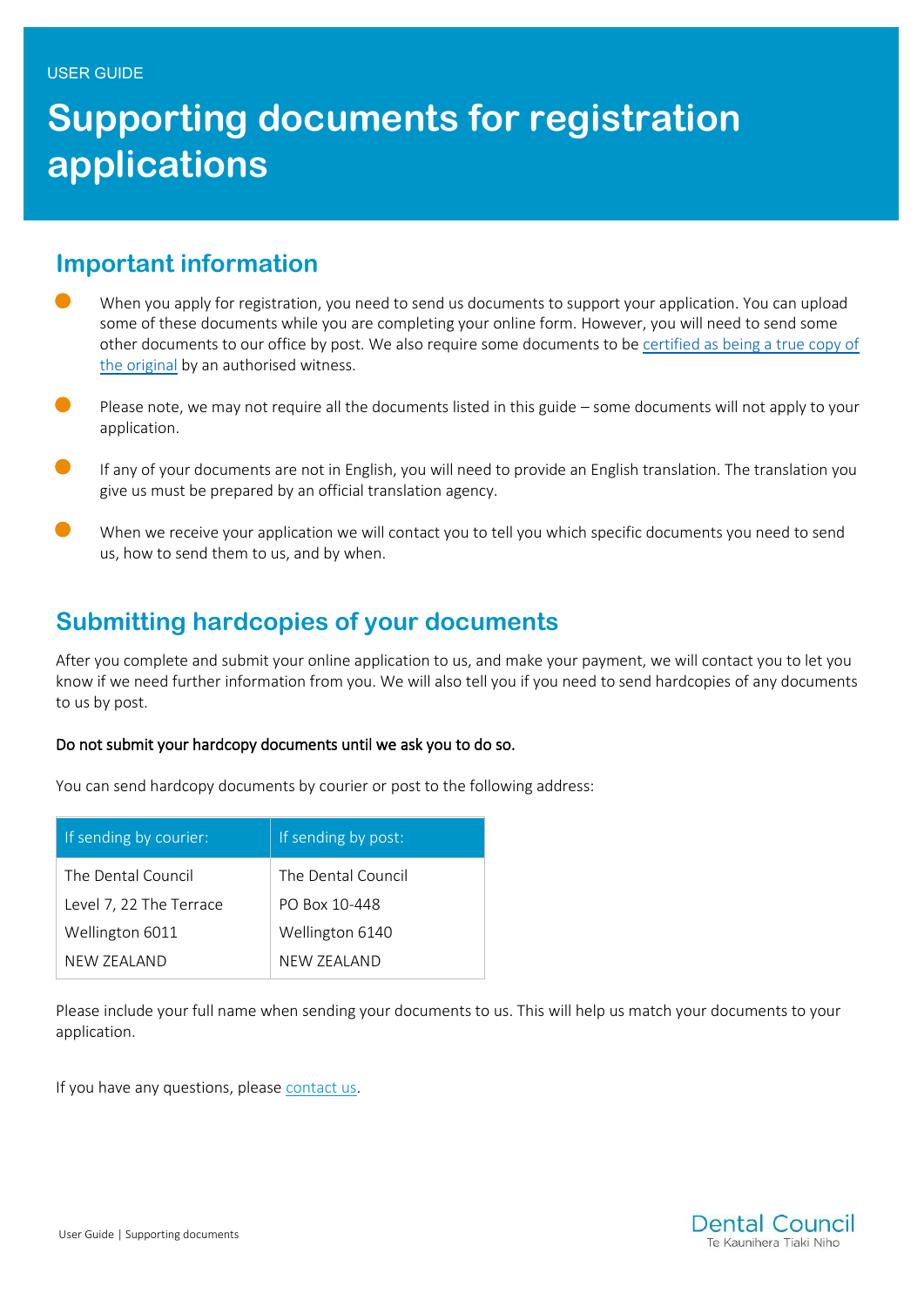USER GUIDE

# Supporting documents for registration applications

## Important information

- When you apply for registration, you need to send us documents to support your application. You can upload some of these documents while you are completing your online form. However, you will need to send some other documents to our office by post. We also require some documents to be certified as being a true copy of the original by an authorised witness.
- Please note, we may not require all the documents listed in this guide – some documents will not apply to your application.
- If any of your documents are not in English, you will need to provide an English translation. The translation you give us must be prepared by an official translation agency.
- When we receive your application we will contact you to tell you which specific documents you need to send us, how to send them to us, and by when.

## Submitting hardcopies of your documents

After you complete and submit your online application to us, and make your payment, we will contact you to let you know if we need further information from you. We will also tell you if you need to send hardcopies of any documents to us by post.

**Do not submit your hardcopy documents until we ask you to do so.**

You can send hardcopy documents by courier or post to the following address:

| If sending by courier: | If sending by post: |
|---|---|
| The Dental Council | The Dental Council |
| Level 7, 22 The Terrace | PO Box 10-448 |
| Wellington 6011 | Wellington 6140 |
| NEW ZEALAND | NEW ZEALAND |

Please include your full name when sending your documents to us. This will help us match your documents to your application.

If you have any questions, please contact us.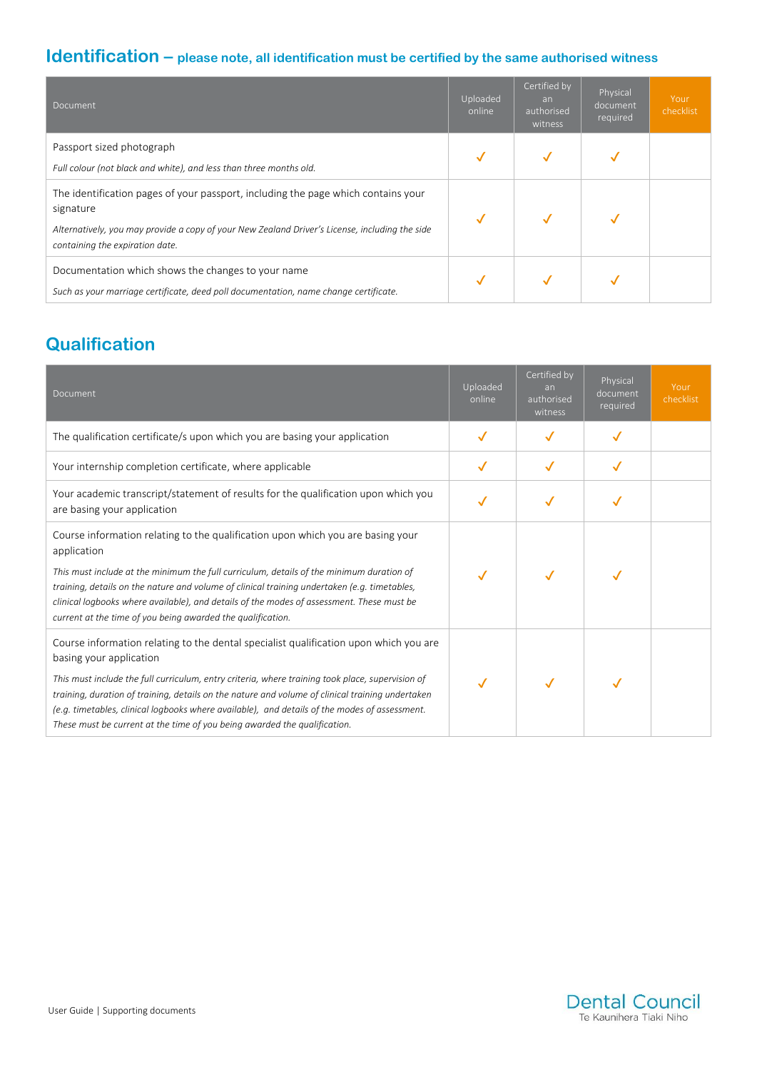## Identification – please note, all identification must be certified by the same authorised witness

| Document | Uploaded online | Certified by an authorised witness | Physical document required | Your checklist |
|---|---|---|---|---|
| Passport sized photograph<br>*Full colour (not black and white), and less than three months old.* | ✓ | ✓ | ✓ | |
| The identification pages of your passport, including the page which contains your signature<br>*Alternatively, you may provide a copy of your New Zealand Driver's License, including the side containing the expiration date.* | ✓ | ✓ | ✓ | |
| Documentation which shows the changes to your name<br>*Such as your marriage certificate, deed poll documentation, name change certificate.* | ✓ | ✓ | ✓ | |

## Qualification

| Document | Uploaded online | Certified by an authorised witness | Physical document required | Your checklist |
|---|---|---|---|---|
| The qualification certificate/s upon which you are basing your application | ✓ | ✓ | ✓ | |
| Your internship completion certificate, where applicable | ✓ | ✓ | ✓ | |
| Your academic transcript/statement of results for the qualification upon which you are basing your application | ✓ | ✓ | ✓ | |
| Course information relating to the qualification upon which you are basing your application<br>*This must include at the minimum the full curriculum, details of the minimum duration of training, details on the nature and volume of clinical training undertaken (e.g. timetables, clinical logbooks where available), and details of the modes of assessment. These must be current at the time of you being awarded the qualification.* | ✓ | ✓ | ✓ | |
| Course information relating to the dental specialist qualification upon which you are basing your application<br>*This must include the full curriculum, entry criteria, where training took place, supervision of training, duration of training, details on the nature and volume of clinical training undertaken (e.g. timetables, clinical logbooks where available), and details of the modes of assessment. These must be current at the time of you being awarded the qualification.* | ✓ | ✓ | ✓ | |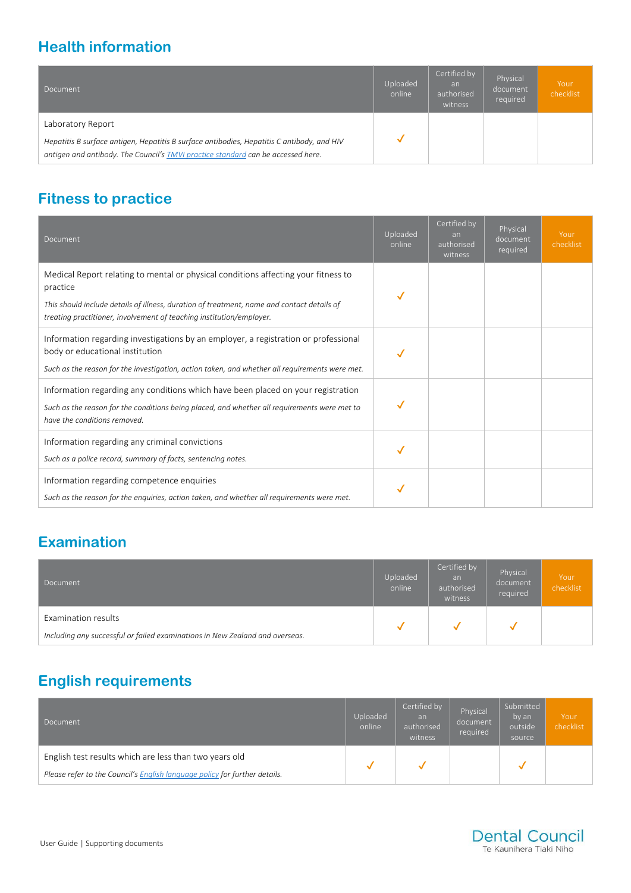## Health information

| Document | Uploaded online | Certified by an authorised witness | Physical document required | Your checklist |
|---|---|---|---|---|
| Laboratory Report<br>*Hepatitis B surface antigen, Hepatitis B surface antibodies, Hepatitis C antibody, and HIV antigen and antibody. The Council's TMVI practice standard can be accessed here.* | ✓ | | | |

## Fitness to practice

| Document | Uploaded online | Certified by an authorised witness | Physical document required | Your checklist |
|---|---|---|---|---|
| Medical Report relating to mental or physical conditions affecting your fitness to practice<br>*This should include details of illness, duration of treatment, name and contact details of treating practitioner, involvement of teaching institution/employer.* | ✓ | | | |
| Information regarding investigations by an employer, a registration or professional body or educational institution<br>*Such as the reason for the investigation, action taken, and whether all requirements were met.* | ✓ | | | |
| Information regarding any conditions which have been placed on your registration<br>*Such as the reason for the conditions being placed, and whether all requirements were met to have the conditions removed.* | ✓ | | | |
| Information regarding any criminal convictions<br>*Such as a police record, summary of facts, sentencing notes.* | ✓ | | | |
| Information regarding competence enquiries<br>*Such as the reason for the enquiries, action taken, and whether all requirements were met.* | ✓ | | | |

## Examination

| Document | Uploaded online | Certified by an authorised witness | Physical document required | Your checklist |
|---|---|---|---|---|
| Examination results<br>*Including any successful or failed examinations in New Zealand and overseas.* | ✓ | ✓ | ✓ | |

## English requirements

| Document | Uploaded online | Certified by an authorised witness | Physical document required | Submitted by an outside source | Your checklist |
|---|---|---|---|---|---|
| English test results which are less than two years old<br>*Please refer to the Council's English language policy for further details.* | ✓ | ✓ | | ✓ | |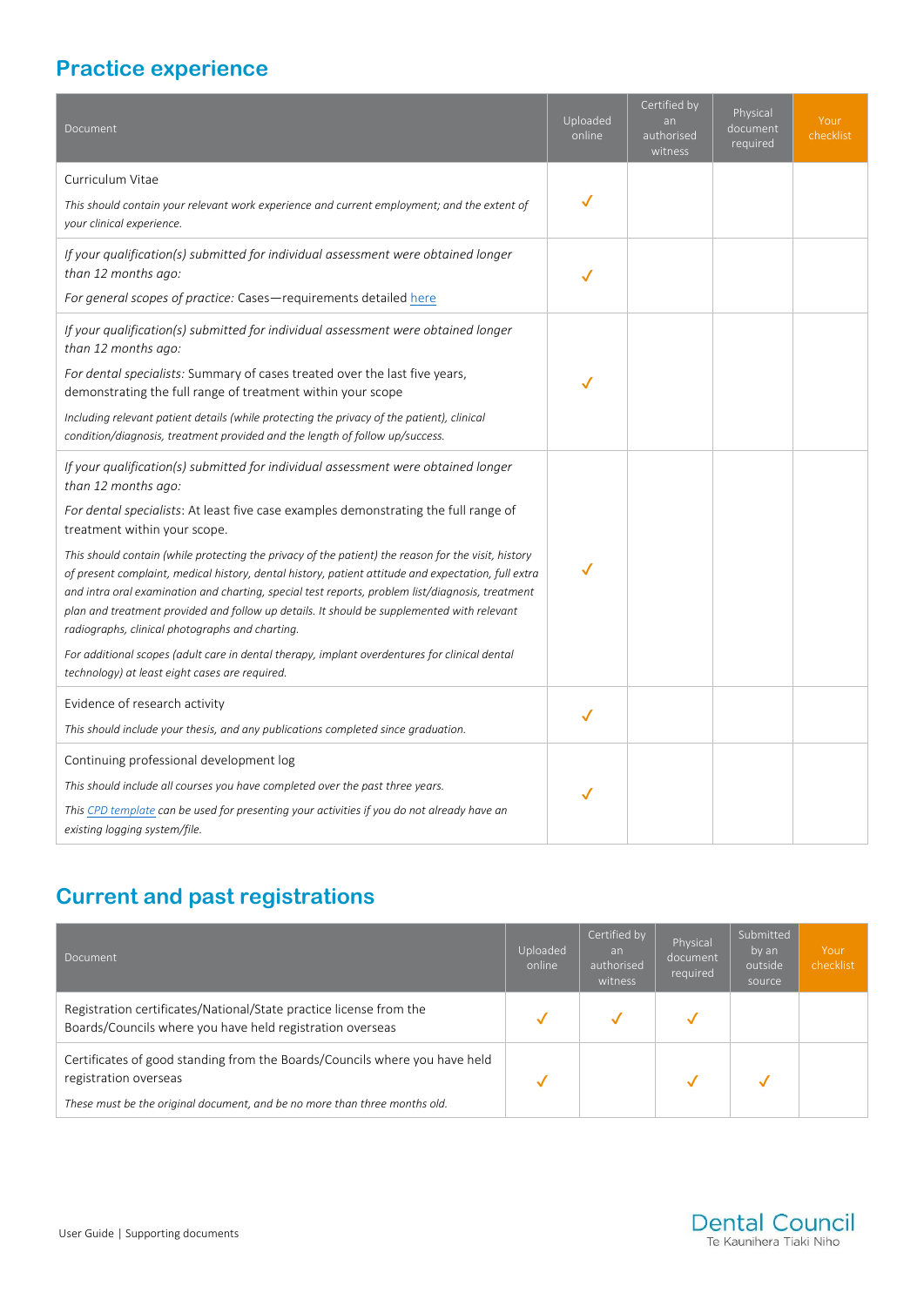## Practice experience

| Document | Uploaded online | Certified by an authorised witness | Physical document required | Your checklist |
|---|---|---|---|---|
| Curriculum Vitae<br>*This should contain your relevant work experience and current employment; and the extent of your clinical experience.* | ✓ | | | |
| *If your qualification(s) submitted for individual assessment were obtained longer than 12 months ago:*<br>*For general scopes of practice:* Cases—requirements detailed here | ✓ | | | |
| *If your qualification(s) submitted for individual assessment were obtained longer than 12 months ago:*<br>*For dental specialists:* Summary of cases treated over the last five years, demonstrating the full range of treatment within your scope<br>*Including relevant patient details (while protecting the privacy of the patient), clinical condition/diagnosis, treatment provided and the length of follow up/success.* | ✓ | | | |
| *If your qualification(s) submitted for individual assessment were obtained longer than 12 months ago:*<br>*For dental specialists*: At least five case examples demonstrating the full range of treatment within your scope.<br>*This should contain (while protecting the privacy of the patient) the reason for the visit, history of present complaint, medical history, dental history, patient attitude and expectation, full extra and intra oral examination and charting, special test reports, problem list/diagnosis, treatment plan and treatment provided and follow up details. It should be supplemented with relevant radiographs, clinical photographs and charting.*<br>*For additional scopes (adult care in dental therapy, implant overdentures for clinical dental technology) at least eight cases are required.* | ✓ | | | |
| Evidence of research activity<br>*This should include your thesis, and any publications completed since graduation.* | ✓ | | | |
| Continuing professional development log<br>*This should include all courses you have completed over the past three years.*<br>*This CPD template can be used for presenting your activities if you do not already have an existing logging system/file.* | ✓ | | | |

## Current and past registrations

| Document | Uploaded online | Certified by an authorised witness | Physical document required | Submitted by an outside source | Your checklist |
|---|---|---|---|---|---|
| Registration certificates/National/State practice license from the Boards/Councils where you have held registration overseas | ✓ | ✓ | ✓ | | |
| Certificates of good standing from the Boards/Councils where you have held registration overseas<br>*These must be the original document, and be no more than three months old.* | ✓ | | ✓ | ✓ | |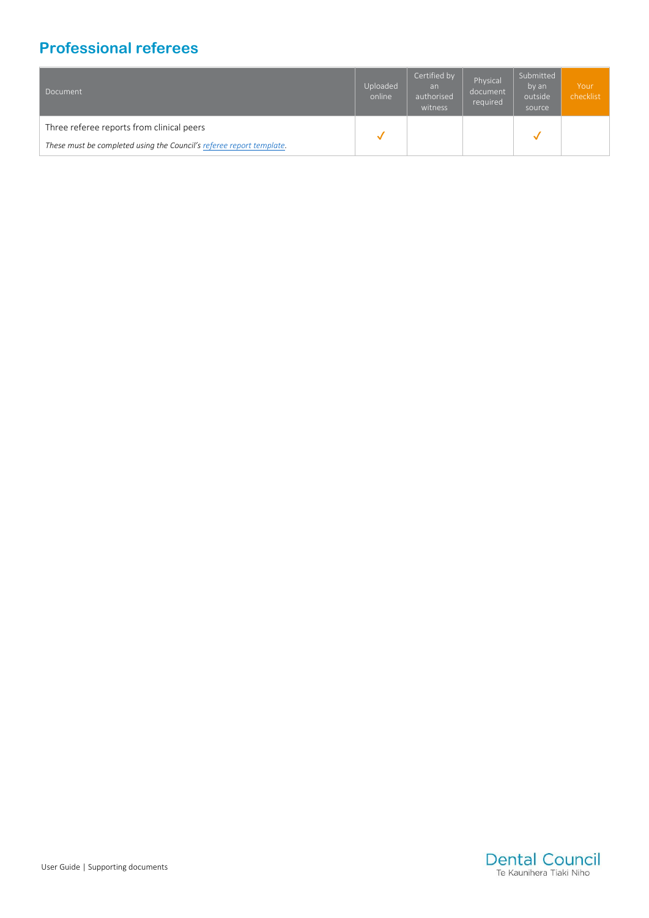## Professional referees

| Document | Uploaded online | Certified by an authorised witness | Physical document required | Submitted by an outside source | Your checklist |
|---|---|---|---|---|---|
| Three referee reports from clinical peers<br>*These must be completed using the Council's referee report template.* | ✓ | | | ✓ | |